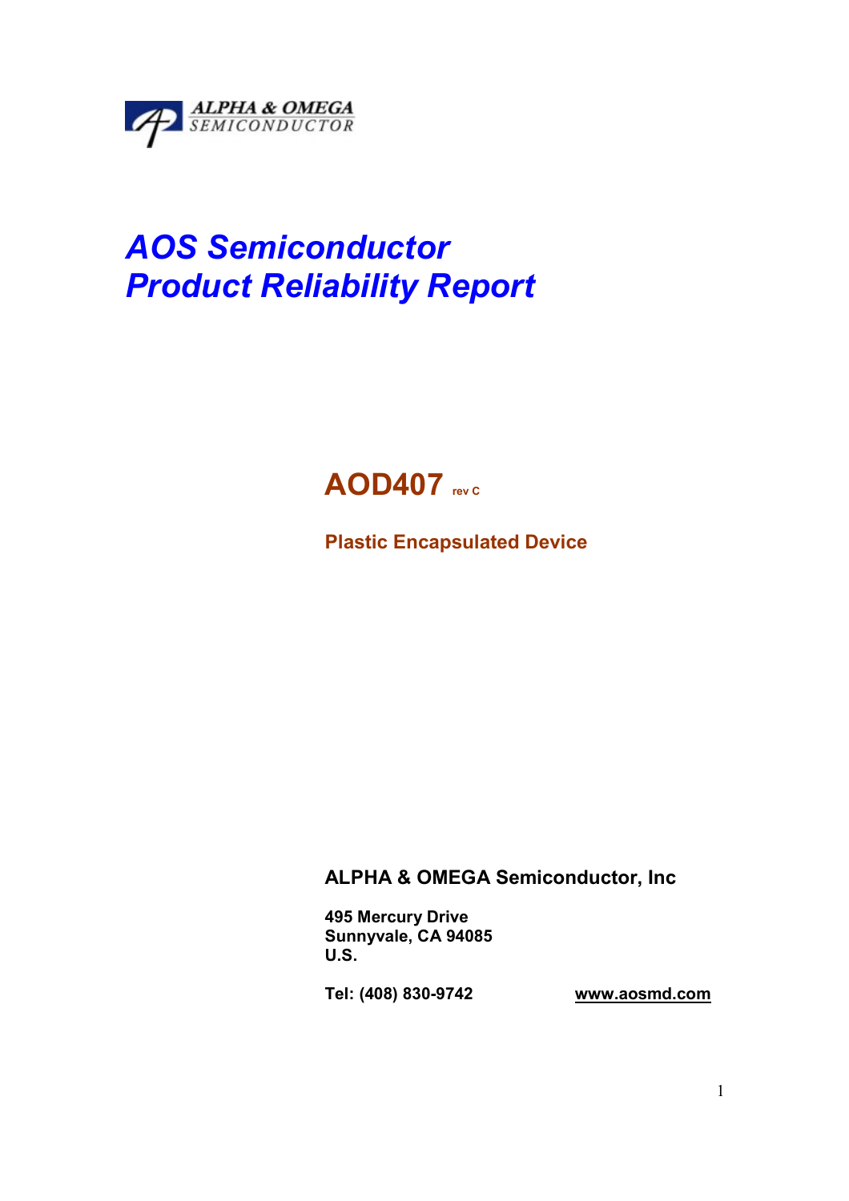ALPHA & OMEGA
SEMICONDUCTOR

# *AOS Semiconductor*
# *Product Reliability Report*

## AOD407 rev C

**Plastic Encapsulated Device**

**ALPHA & OMEGA Semiconductor, Inc**

**495 Mercury Drive**
**Sunnyvale, CA 94085**
**U.S.**

**Tel: (408) 830-9742** **www.aosmd.com**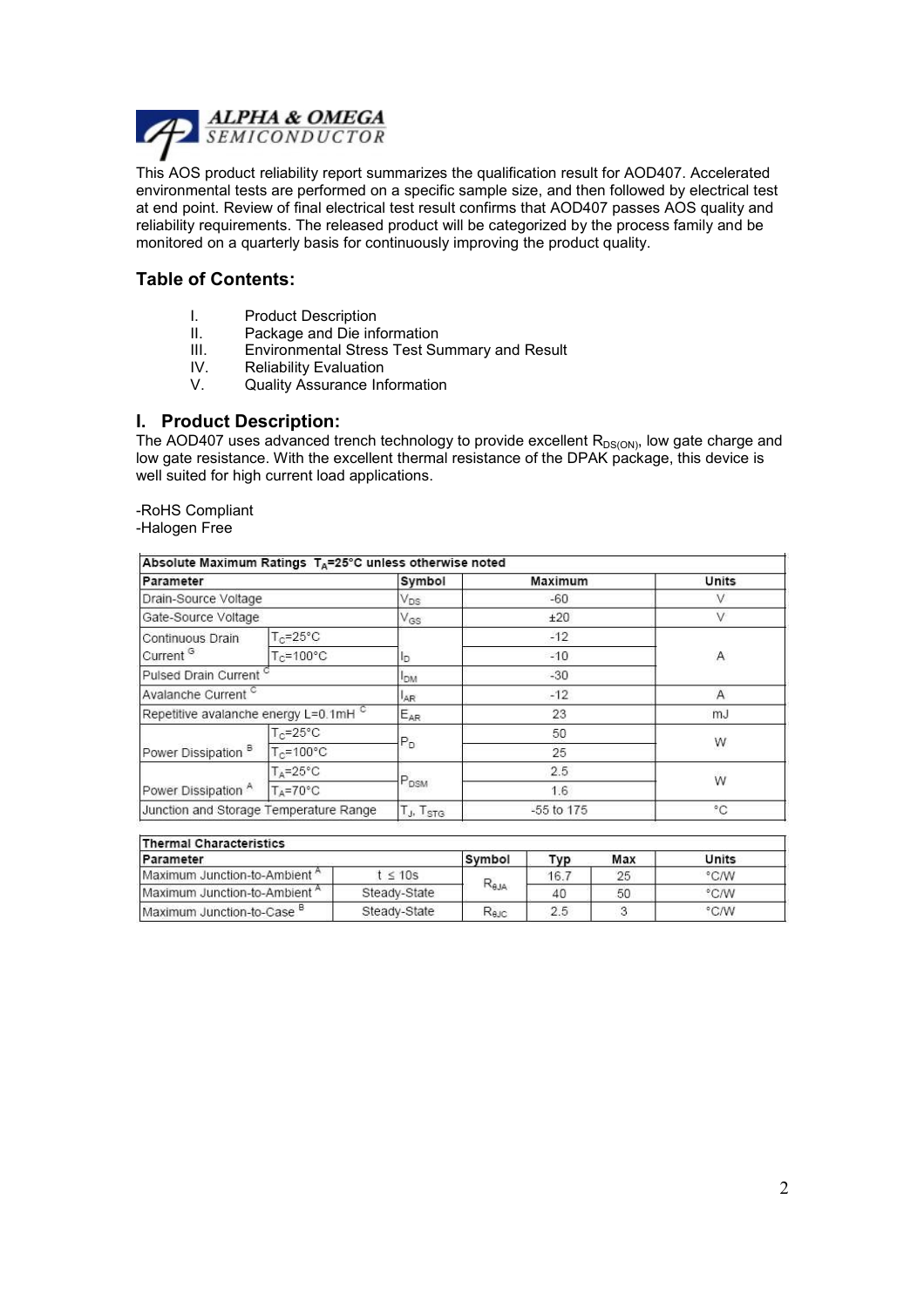**ALPHA & OMEGA SEMICONDUCTOR**

This AOS product reliability report summarizes the qualification result for AOD407. Accelerated environmental tests are performed on a specific sample size, and then followed by electrical test at end point. Review of final electrical test result confirms that AOD407 passes AOS quality and reliability requirements. The released product will be categorized by the process family and be monitored on a quarterly basis for continuously improving the product quality.

## Table of Contents:

I. Product Description
II. Package and Die information
III. Environmental Stress Test Summary and Result
IV. Reliability Evaluation
V. Quality Assurance Information

## I. Product Description:

The AOD407 uses advanced trench technology to provide excellent $R_{DS(ON)}$, low gate charge and low gate resistance. With the excellent thermal resistance of the DPAK package, this device is well suited for high current load applications.

-RoHS Compliant
-Halogen Free

| Absolute Maximum Ratings $T_A$=25°C unless otherwise noted | | | | |
|---|---|---|---|---|
| Parameter | | Symbol | Maximum | Units |
| Drain-Source Voltage | | $V_{DS}$ | -60 | V |
| Gate-Source Voltage | | $V_{GS}$ | ±20 | V |
| Continuous Drain Current [G] | $T_C$=25°C | $I_D$ | -12 | A |
| | $T_C$=100°C | | -10 | |
| Pulsed Drain Current [C] | | $I_{DM}$ | -30 | |
| Avalanche Current [C] | | $I_{AR}$ | -12 | A |
| Repetitive avalanche energy L=0.1mH [C] | | $E_{AR}$ | 23 | mJ |
| Power Dissipation [B] | $T_C$=25°C | $P_D$ | 50 | W |
| | $T_C$=100°C | | 25 | |
| Power Dissipation [A] | $T_A$=25°C | $P_{DSM}$ | 2.5 | W |
| | $T_A$=70°C | | 1.6 | |
| Junction and Storage Temperature Range | | $T_J$, $T_{STG}$ | -55 to 175 | °C |

| Thermal Characteristics | | | | | |
|---|---|---|---|---|---|
| Parameter | | Symbol | Typ | Max | Units |
| Maximum Junction-to-Ambient [A] | t ≤ 10s | $R_{\theta JA}$ | 16.7 | 25 | °C/W |
| Maximum Junction-to-Ambient [A] | Steady-State | | 40 | 50 | °C/W |
| Maximum Junction-to-Case [B] | Steady-State | $R_{\theta JC}$ | 2.5 | 3 | °C/W |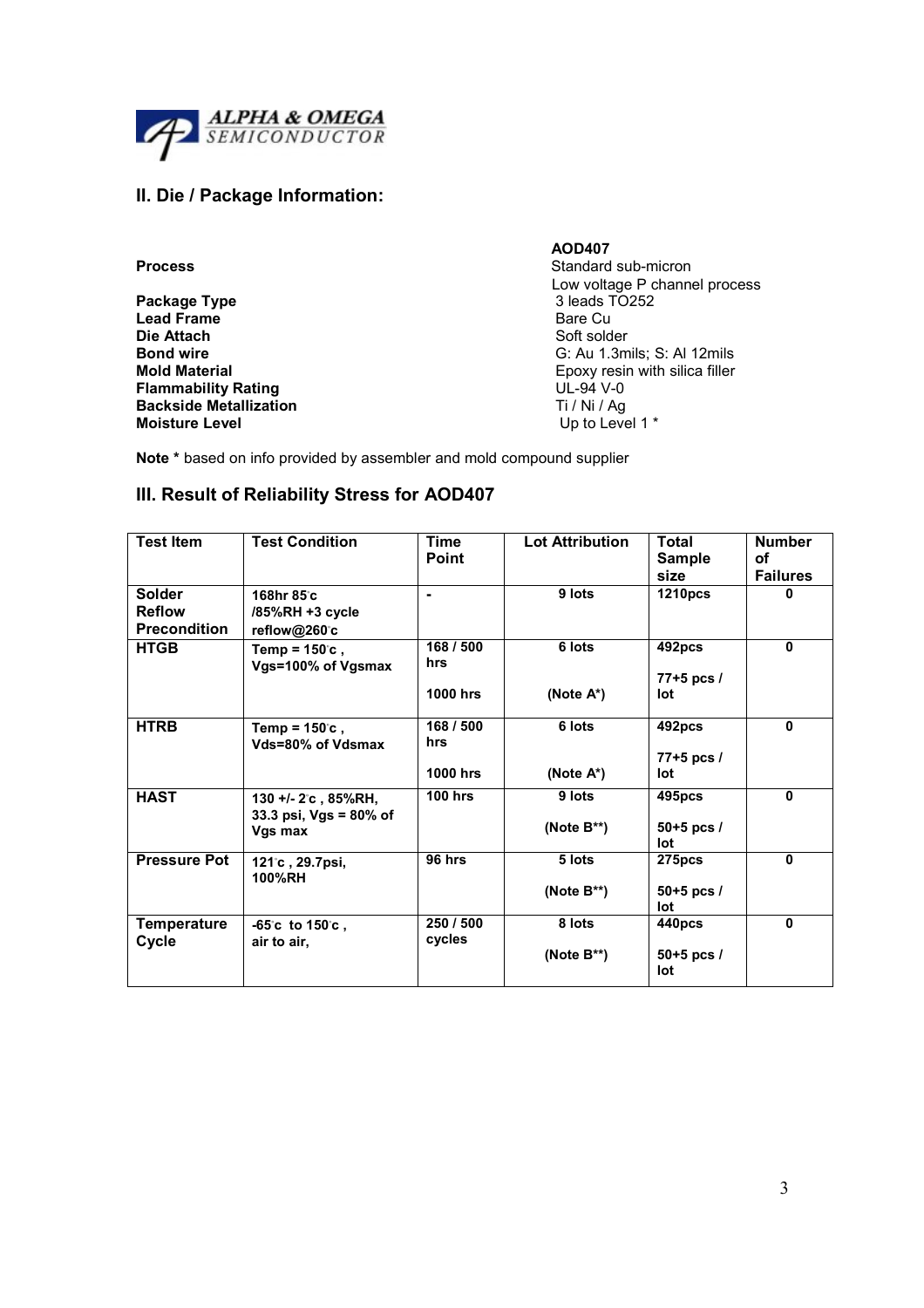## II. Die / Package Information:

| | AOD407 |
|---|---|
| **Process** | Standard sub-micron Low voltage P channel process |
| **Package Type** | 3 leads TO252 |
| **Lead Frame** | Bare Cu |
| **Die Attach** | Soft solder |
| **Bond wire** | G: Au 1.3mils; S: Al 12mils |
| **Mold Material** | Epoxy resin with silica filler |
| **Flammability Rating** | UL-94 V-0 |
| **Backside Metallization** | Ti / Ni / Ag |
| **Moisture Level** | Up to Level 1 * |

**Note *** based on info provided by assembler and mold compound supplier

## III. Result of Reliability Stress for AOD407

| Test Item | Test Condition | Time Point | Lot Attribution | Total Sample size | Number of Failures |
|---|---|---|---|---|---|
| **Solder Reflow Precondition** | 168hr 85°c /85%RH +3 cycle reflow@260°c | - | 9 lots | 1210pcs | 0 |
| **HTGB** | Temp = 150°c , Vgs=100% of Vgsmax | 168 / 500 hrs 1000 hrs | 6 lots (Note A*) | 492pcs 77+5 pcs / lot | 0 |
| **HTRB** | Temp = 150°c , Vds=80% of Vdsmax | 168 / 500 hrs 1000 hrs | 6 lots (Note A*) | 492pcs 77+5 pcs / lot | 0 |
| **HAST** | 130 +/- 2°c , 85%RH, 33.3 psi, Vgs = 80% of Vgs max | 100 hrs | 9 lots (Note B**) | 495pcs 50+5 pcs / lot | 0 |
| **Pressure Pot** | 121°c , 29.7psi, 100%RH | 96 hrs | 5 lots (Note B**) | 275pcs 50+5 pcs / lot | 0 |
| **Temperature Cycle** | -65°c to 150°c , air to air, | 250 / 500 cycles | 8 lots (Note B**) | 440pcs 50+5 pcs / lot | 0 |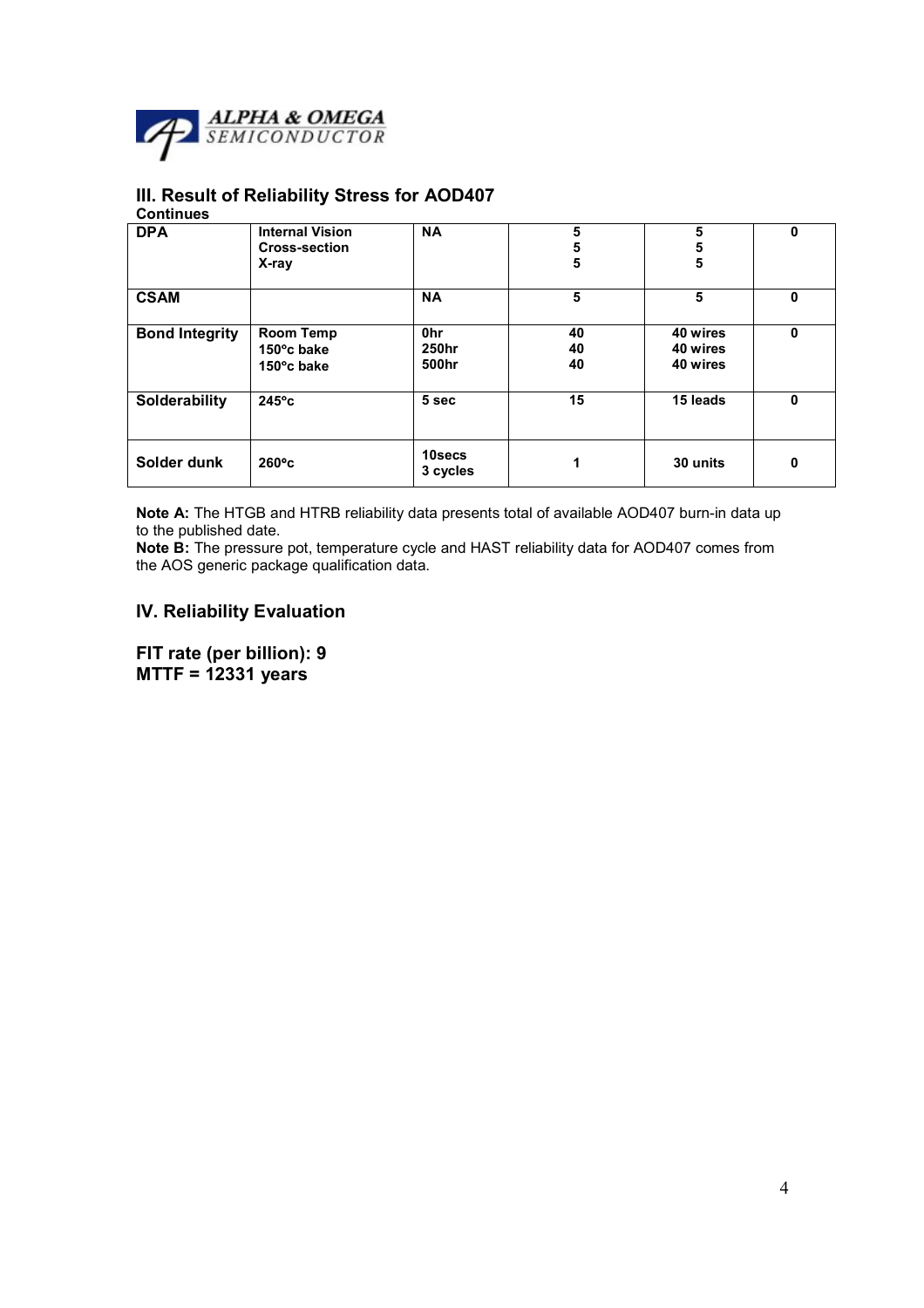## III. Result of Reliability Stress for AOD407

**Continues**

| | | | | | |
|---|---|---|---|---|---|
| **DPA** | **Internal Vision**<br>**Cross-section**<br>**X-ray** | **NA** | **5**<br>**5**<br>**5** | **5**<br>**5**<br>**5** | **0** |
| **CSAM** | | **NA** | **5** | **5** | **0** |
| **Bond Integrity** | **Room Temp**<br>**150°c bake**<br>**150°c bake** | **0hr**<br>**250hr**<br>**500hr** | **40**<br>**40**<br>**40** | **40 wires**<br>**40 wires**<br>**40 wires** | **0** |
| **Solderability** | **245°c** | **5 sec** | **15** | **15 leads** | **0** |
| **Solder dunk** | **260°c** | **10secs**<br>**3 cycles** | **1** | **30 units** | **0** |

**Note A:** The HTGB and HTRB reliability data presents total of available AOD407 burn-in data up to the published date.
**Note B:** The pressure pot, temperature cycle and HAST reliability data for AOD407 comes from the AOS generic package qualification data.

## IV. Reliability Evaluation

**FIT rate (per billion): 9**
**MTTF = 12331 years**